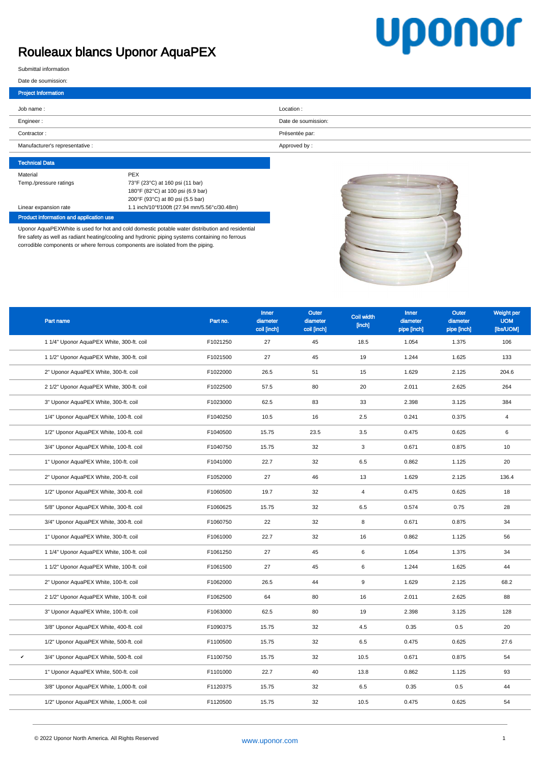# Rouleaux blancs Uponor AquaPEX

Submittal information

Date de soumission:

## Project Information

| | |
|---|---|
| Job name : | Location : |
| Engineer : | Date de soumission: |
| Contractor : | Présentée par: |
| Manufacturer's representative : | Approved by : |

## Technical Data

| | |
|---|---|
| Material | PEX |
| Temp./pressure ratings | 73°F (23°C) at 160 psi (11 bar)<br>180°F (82°C) at 100 psi (6.9 bar)<br>200°F (93°C) at 80 psi (5.5 bar) |
| Linear expansion rate | 1.1 inch/10°f/100ft (27.94 mm/5.56°c/30.48m) |

## Product information and application use

Uponor AquaPEXWhite is used for hot and cold domestic potable water distribution and residential fire safety as well as radiant heating/cooling and hydronic piping systems containing no ferrous corrodible components or where ferrous components are isolated from the piping.

| | Part name | Part no. | Inner diameter coil [inch] | Outer diameter coil [inch] | Coil width [inch] | Inner diameter pipe [inch] | Outer diameter pipe [inch] | Weight per UOM [lbs/UOM] |
|---|---|---|---|---|---|---|---|---|
| | 1 1/4" Uponor AquaPEX White, 300-ft. coil | F1021250 | 27 | 45 | 18.5 | 1.054 | 1.375 | 106 |
| | 1 1/2" Uponor AquaPEX White, 300-ft. coil | F1021500 | 27 | 45 | 19 | 1.244 | 1.625 | 133 |
| | 2" Uponor AquaPEX White, 300-ft. coil | F1022000 | 26.5 | 51 | 15 | 1.629 | 2.125 | 204.6 |
| | 2 1/2" Uponor AquaPEX White, 300-ft. coil | F1022500 | 57.5 | 80 | 20 | 2.011 | 2.625 | 264 |
| | 3" Uponor AquaPEX White, 300-ft. coil | F1023000 | 62.5 | 83 | 33 | 2.398 | 3.125 | 384 |
| | 1/4" Uponor AquaPEX White, 100-ft. coil | F1040250 | 10.5 | 16 | 2.5 | 0.241 | 0.375 | 4 |
| | 1/2" Uponor AquaPEX White, 100-ft. coil | F1040500 | 15.75 | 23.5 | 3.5 | 0.475 | 0.625 | 6 |
| | 3/4" Uponor AquaPEX White, 100-ft. coil | F1040750 | 15.75 | 32 | 3 | 0.671 | 0.875 | 10 |
| | 1" Uponor AquaPEX White, 100-ft. coil | F1041000 | 22.7 | 32 | 6.5 | 0.862 | 1.125 | 20 |
| | 2" Uponor AquaPEX White, 200-ft. coil | F1052000 | 27 | 46 | 13 | 1.629 | 2.125 | 136.4 |
| | 1/2" Uponor AquaPEX White, 300-ft. coil | F1060500 | 19.7 | 32 | 4 | 0.475 | 0.625 | 18 |
| | 5/8" Uponor AquaPEX White, 300-ft. coil | F1060625 | 15.75 | 32 | 6.5 | 0.574 | 0.75 | 28 |
| | 3/4" Uponor AquaPEX White, 300-ft. coil | F1060750 | 22 | 32 | 8 | 0.671 | 0.875 | 34 |
| | 1" Uponor AquaPEX White, 300-ft. coil | F1061000 | 22.7 | 32 | 16 | 0.862 | 1.125 | 56 |
| | 1 1/4" Uponor AquaPEX White, 100-ft. coil | F1061250 | 27 | 45 | 6 | 1.054 | 1.375 | 34 |
| | 1 1/2" Uponor AquaPEX White, 100-ft. coil | F1061500 | 27 | 45 | 6 | 1.244 | 1.625 | 44 |
| | 2" Uponor AquaPEX White, 100-ft. coil | F1062000 | 26.5 | 44 | 9 | 1.629 | 2.125 | 68.2 |
| | 2 1/2" Uponor AquaPEX White, 100-ft. coil | F1062500 | 64 | 80 | 16 | 2.011 | 2.625 | 88 |
| | 3" Uponor AquaPEX White, 100-ft. coil | F1063000 | 62.5 | 80 | 19 | 2.398 | 3.125 | 128 |
| | 3/8" Uponor AquaPEX White, 400-ft. coil | F1090375 | 15.75 | 32 | 4.5 | 0.35 | 0.5 | 20 |
| | 1/2" Uponor AquaPEX White, 500-ft. coil | F1100500 | 15.75 | 32 | 6.5 | 0.475 | 0.625 | 27.6 |
| ✔ | 3/4" Uponor AquaPEX White, 500-ft. coil | F1100750 | 15.75 | 32 | 10.5 | 0.671 | 0.875 | 54 |
| | 1" Uponor AquaPEX White, 500-ft. coil | F1101000 | 22.7 | 40 | 13.8 | 0.862 | 1.125 | 93 |
| | 3/8" Uponor AquaPEX White, 1,000-ft. coil | F1120375 | 15.75 | 32 | 6.5 | 0.35 | 0.5 | 44 |
| | 1/2" Uponor AquaPEX White, 1,000-ft. coil | F1120500 | 15.75 | 32 | 10.5 | 0.475 | 0.625 | 54 |

© 2022 Uponor North America. All Rights Reserved

www.uponor.com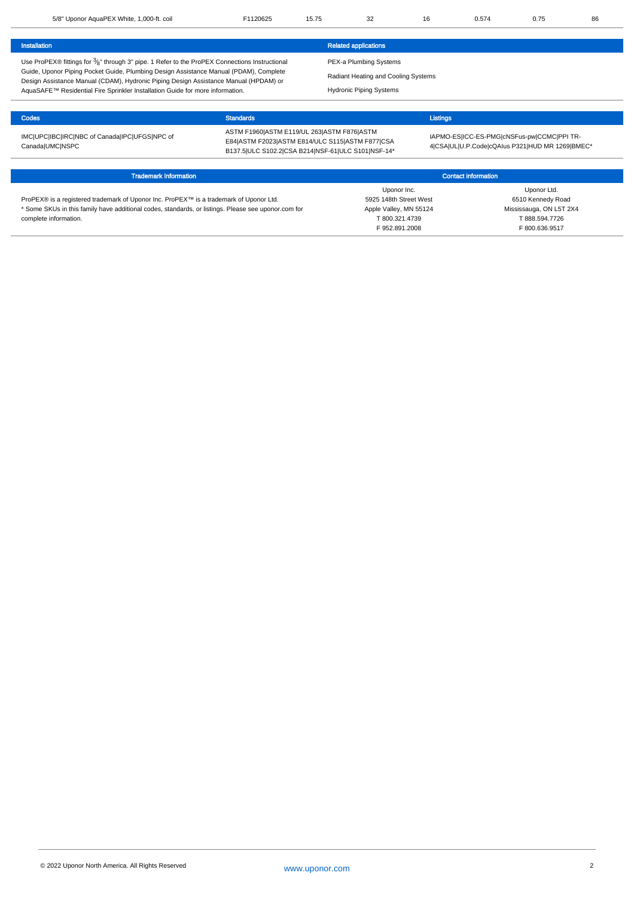| | | | | | | | |
|---|---|---|---|---|---|---|---|
| 5/8" Uponor AquaPEX White, 1,000-ft. coil | F1120625 | 15.75 | 32 | 16 | 0.574 | 0.75 | 86 |

| Installation | Related applications |
|---|---|
| Use ProPEX® fittings for 3/8" through 3" pipe. 1 Refer to the ProPEX Connections Instructional Guide, Uponor Piping Pocket Guide, Plumbing Design Assistance Manual (PDAM), Complete Design Assistance Manual (CDAM), Hydronic Piping Design Assistance Manual (HPDAM) or AquaSAFE™ Residential Fire Sprinkler Installation Guide for more information. | PEX-a Plumbing Systems<br>Radiant Heating and Cooling Systems<br>Hydronic Piping Systems |

| Codes | Standards | Listings |
|---|---|---|
| IMC\|UPC\|IBC\|IRC\|NBC of Canada\|IPC\|UFGS\|NPC of Canada\|UMC\|NSPC | ASTM F1960\|ASTM E119/UL 263\|ASTM F876\|ASTM E84\|ASTM F2023\|ASTM E814/ULC S115\|ASTM F877\|CSA B137.5\|ULC S102.2\|CSA B214\|NSF-61\|ULC S101\|NSF-14* | IAPMO-ES\|ICC-ES-PMG\|cNSFus-pw\|CCMC\|PPI TR-4\|CSA\|UL\|U.P.Code\|cQAIus P321\|HUD MR 1269\|BMEC* |

| Trademark Information | Contact information | |
|---|---|---|
| ProPEX® is a registered trademark of Uponor Inc. ProPEX™ is a trademark of Uponor Ltd.<br>* Some SKUs in this family have additional codes, standards, or listings. Please see uponor.com for complete information. | Uponor Inc.<br>5925 148th Street West<br>Apple Valley, MN 55124<br>T 800.321.4739<br>F 952.891.2008 | Uponor Ltd.<br>6510 Kennedy Road<br>Mississauga, ON L5T 2X4<br>T 888.594.7726<br>F 800.636.9517 |

© 2022 Uponor North America. All Rights Reserved

www.uponor.com